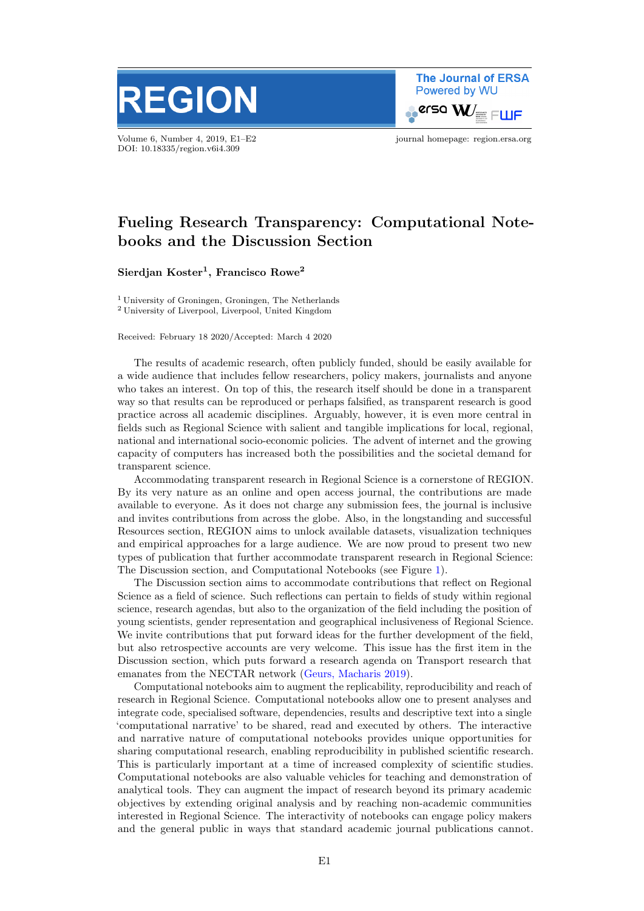# Fueling Research Transparency: Computational Notebooks and the Discussion Section

**Sierdjan Koster[1], Francisco Rowe[2]**

[1] University of Groningen, Groningen, The Netherlands
[2] University of Liverpool, Liverpool, United Kingdom

Received: February 18 2020/Accepted: March 4 2020

The results of academic research, often publicly funded, should be easily available for a wide audience that includes fellow researchers, policy makers, journalists and anyone who takes an interest. On top of this, the research itself should be done in a transparent way so that results can be reproduced or perhaps falsified, as transparent research is good practice across all academic disciplines. Arguably, however, it is even more central in fields such as Regional Science with salient and tangible implications for local, regional, national and international socio-economic policies. The advent of internet and the growing capacity of computers has increased both the possibilities and the societal demand for transparent science.

Accommodating transparent research in Regional Science is a cornerstone of REGION. By its very nature as an online and open access journal, the contributions are made available to everyone. As it does not charge any submission fees, the journal is inclusive and invites contributions from across the globe. Also, in the longstanding and successful Resources section, REGION aims to unlock available datasets, visualization techniques and empirical approaches for a large audience. We are now proud to present two new types of publication that further accommodate transparent research in Regional Science: The Discussion section, and Computational Notebooks (see Figure 1).

The Discussion section aims to accommodate contributions that reflect on Regional Science as a field of science. Such reflections can pertain to fields of study within regional science, research agendas, but also to the organization of the field including the position of young scientists, gender representation and geographical inclusiveness of Regional Science. We invite contributions that put forward ideas for the further development of the field, but also retrospective accounts are very welcome. This issue has the first item in the Discussion section, which puts forward a research agenda on Transport research that emanates from the NECTAR network (Geurs, Macharis 2019).

Computational notebooks aim to augment the replicability, reproducibility and reach of research in Regional Science. Computational notebooks allow one to present analyses and integrate code, specialised software, dependencies, results and descriptive text into a single 'computational narrative' to be shared, read and executed by others. The interactive and narrative nature of computational notebooks provides unique opportunities for sharing computational research, enabling reproducibility in published scientific research. This is particularly important at a time of increased complexity of scientific studies. Computational notebooks are also valuable vehicles for teaching and demonstration of analytical tools. They can augment the impact of research beyond its primary academic objectives by extending original analysis and by reaching non-academic communities interested in Regional Science. The interactivity of notebooks can engage policy makers and the general public in ways that standard academic journal publications cannot.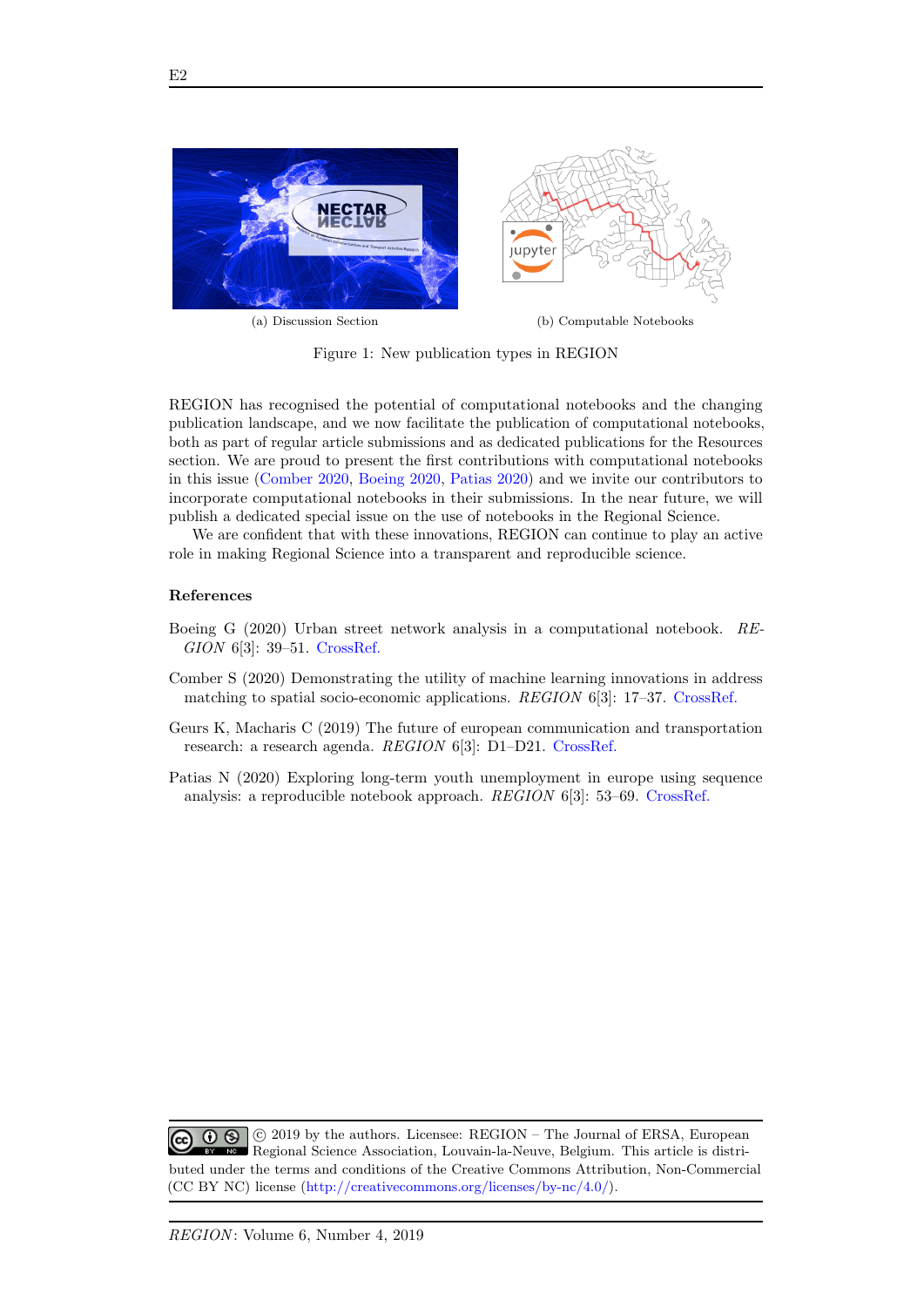(a) Discussion Section

(b) Computable Notebooks

Figure 1: New publication types in REGION

REGION has recognised the potential of computational notebooks and the changing publication landscape, and we now facilitate the publication of computational notebooks, both as part of regular article submissions and as dedicated publications for the Resources section. We are proud to present the first contributions with computational notebooks in this issue (Comber 2020, Boeing 2020, Patias 2020) and we invite our contributors to incorporate computational notebooks in their submissions. In the near future, we will publish a dedicated special issue on the use of notebooks in the Regional Science.

We are confident that with these innovations, REGION can continue to play an active role in making Regional Science into a transparent and reproducible science.

### References

Boeing G (2020) Urban street network analysis in a computational notebook. *REGION* 6[3]: 39–51. CrossRef.

Comber S (2020) Demonstrating the utility of machine learning innovations in address matching to spatial socio-economic applications. *REGION* 6[3]: 17–37. CrossRef.

Geurs K, Macharis C (2019) The future of european communication and transportation research: a research agenda. *REGION* 6[3]: D1–D21. CrossRef.

Patias N (2020) Exploring long-term youth unemployment in europe using sequence analysis: a reproducible notebook approach. *REGION* 6[3]: 53–69. CrossRef.

© 2019 by the authors. Licensee: REGION – The Journal of ERSA, European Regional Science Association, Louvain-la-Neuve, Belgium. This article is distributed under the terms and conditions of the Creative Commons Attribution, Non-Commercial (CC BY NC) license (http://creativecommons.org/licenses/by-nc/4.0/).